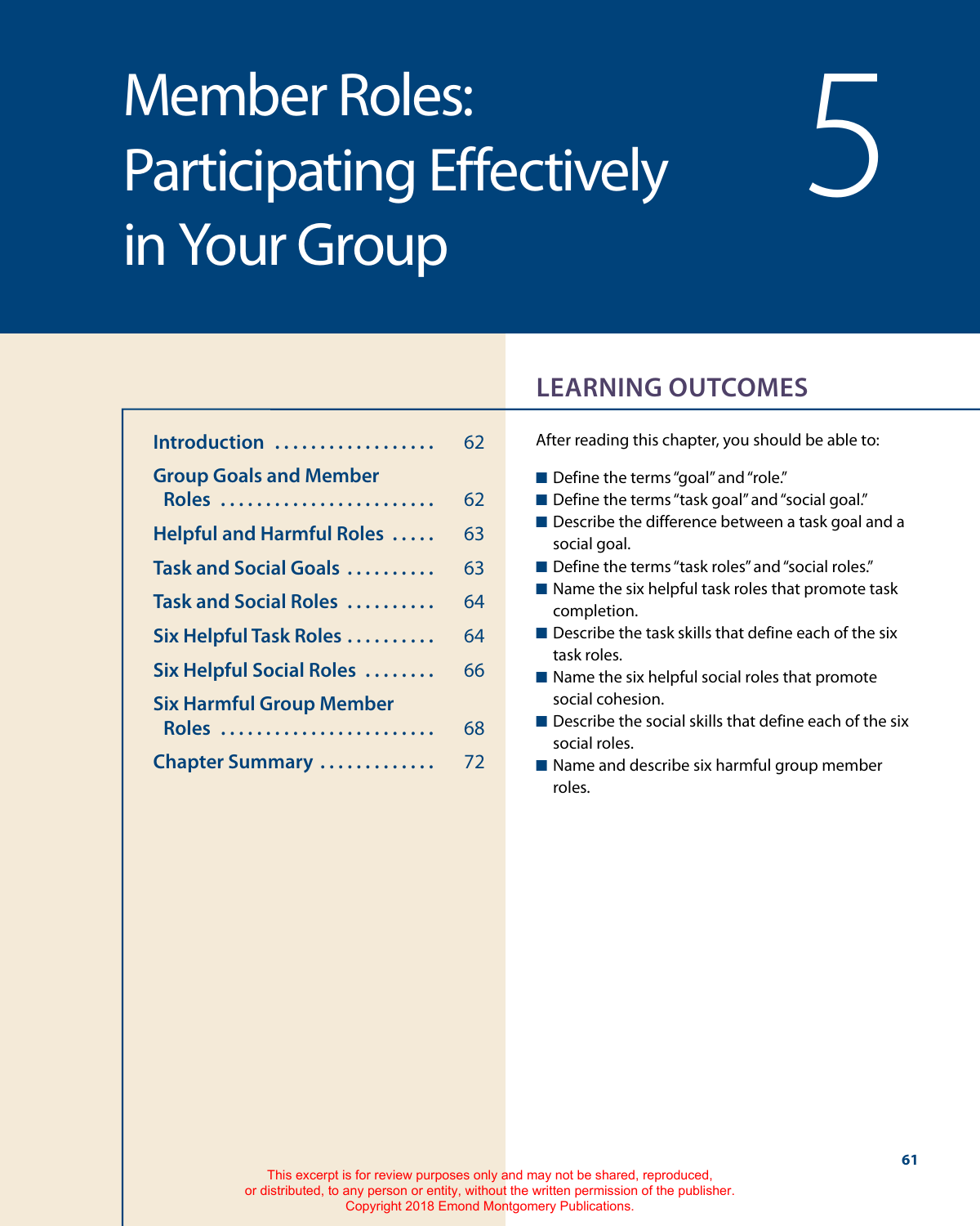# 5 Member Roles: Participating Effectively in Your Group

| | |
|---|---|
| Introduction | 62 |
| Group Goals and Member Roles | 62 |
| Helpful and Harmful Roles | 63 |
| Task and Social Goals | 63 |
| Task and Social Roles | 64 |
| Six Helpful Task Roles | 64 |
| Six Helpful Social Roles | 66 |
| Six Harmful Group Member Roles | 68 |
| Chapter Summary | 72 |

## LEARNING OUTCOMES

After reading this chapter, you should be able to:

- Define the terms "goal" and "role."
- Define the terms "task goal" and "social goal."
- Describe the difference between a task goal and a social goal.
- Define the terms "task roles" and "social roles."
- Name the six helpful task roles that promote task completion.
- Describe the task skills that define each of the six task roles.
- Name the six helpful social roles that promote social cohesion.
- Describe the social skills that define each of the six social roles.
- Name and describe six harmful group member roles.

This excerpt is for review purposes only and may not be shared, reproduced, or distributed, to any person or entity, without the written permission of the publisher. Copyright 2018 Emond Montgomery Publications.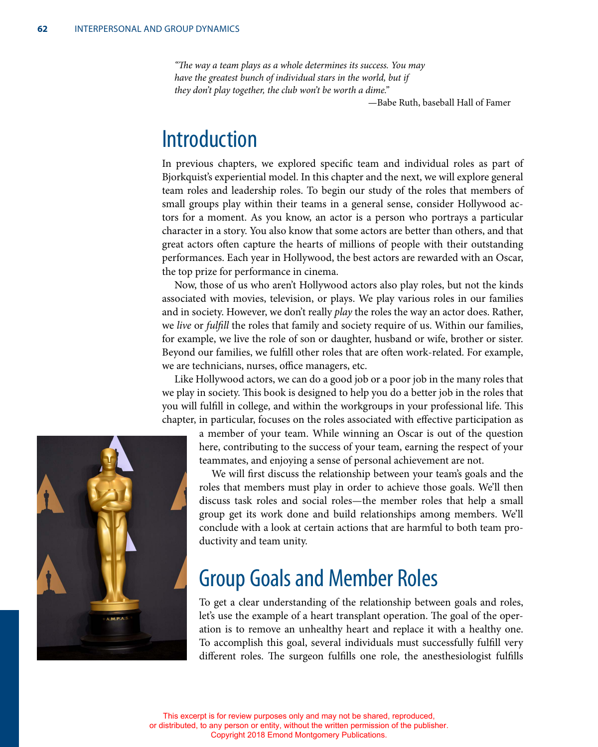*"The way a team plays as a whole determines its success. You may have the greatest bunch of individual stars in the world, but if they don't play together, the club won't be worth a dime."*

—Babe Ruth, baseball Hall of Famer

# Introduction

In previous chapters, we explored specific team and individual roles as part of Bjorkquist's experiential model. In this chapter and the next, we will explore general team roles and leadership roles. To begin our study of the roles that members of small groups play within their teams in a general sense, consider Hollywood actors for a moment. As you know, an actor is a person who portrays a particular character in a story. You also know that some actors are better than others, and that great actors often capture the hearts of millions of people with their outstanding performances. Each year in Hollywood, the best actors are rewarded with an Oscar, the top prize for performance in cinema.

Now, those of us who aren't Hollywood actors also play roles, but not the kinds associated with movies, television, or plays. We play various roles in our families and in society. However, we don't really *play* the roles the way an actor does. Rather, we *live* or *fulfill* the roles that family and society require of us. Within our families, for example, we live the role of son or daughter, husband or wife, brother or sister. Beyond our families, we fulfill other roles that are often work-related. For example, we are technicians, nurses, office managers, etc.

Like Hollywood actors, we can do a good job or a poor job in the many roles that we play in society. This book is designed to help you do a better job in the roles that you will fulfill in college, and within the workgroups in your professional life. This chapter, in particular, focuses on the roles associated with effective participation as a member of your team. While winning an Oscar is out of the question here, contributing to the success of your team, earning the respect of your teammates, and enjoying a sense of personal achievement are not.

We will first discuss the relationship between your team's goals and the roles that members must play in order to achieve those goals. We'll then discuss task roles and social roles—the member roles that help a small group get its work done and build relationships among members. We'll conclude with a look at certain actions that are harmful to both team productivity and team unity.

## Group Goals and Member Roles

To get a clear understanding of the relationship between goals and roles, let's use the example of a heart transplant operation. The goal of the operation is to remove an unhealthy heart and replace it with a healthy one. To accomplish this goal, several individuals must successfully fulfill very different roles. The surgeon fulfills one role, the anesthesiologist fulfills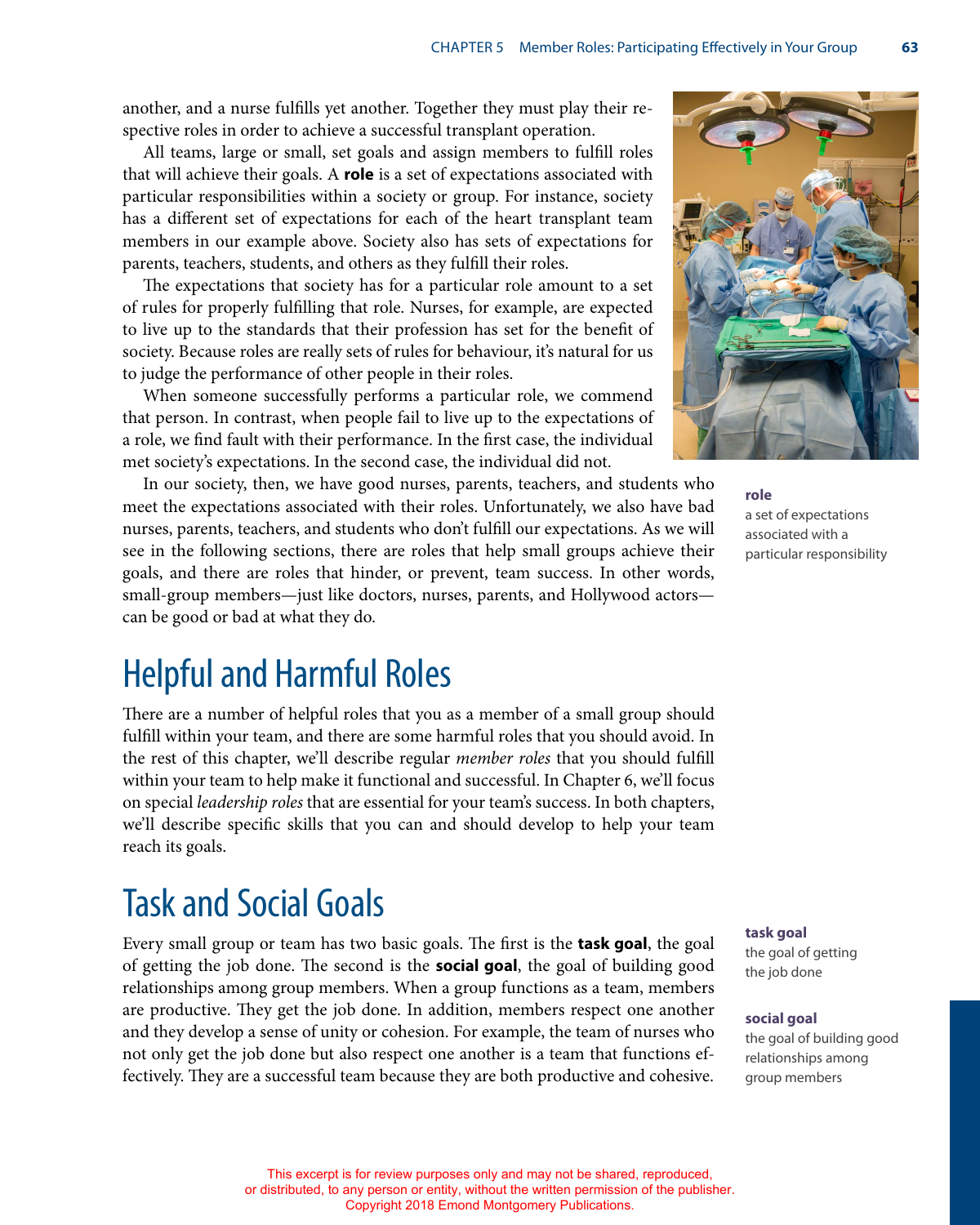another, and a nurse fulfills yet another. Together they must play their respective roles in order to achieve a successful transplant operation.

All teams, large or small, set goals and assign members to fulfill roles that will achieve their goals. A **role** is a set of expectations associated with particular responsibilities within a society or group. For instance, society has a different set of expectations for each of the heart transplant team members in our example above. Society also has sets of expectations for parents, teachers, students, and others as they fulfill their roles.

The expectations that society has for a particular role amount to a set of rules for properly fulfilling that role. Nurses, for example, are expected to live up to the standards that their profession has set for the benefit of society. Because roles are really sets of rules for behaviour, it's natural for us to judge the performance of other people in their roles.

When someone successfully performs a particular role, we commend that person. In contrast, when people fail to live up to the expectations of a role, we find fault with their performance. In the first case, the individual met society's expectations. In the second case, the individual did not.

In our society, then, we have good nurses, parents, teachers, and students who meet the expectations associated with their roles. Unfortunately, we also have bad nurses, parents, teachers, and students who don't fulfill our expectations. As we will see in the following sections, there are roles that help small groups achieve their goals, and there are roles that hinder, or prevent, team success. In other words, small-group members—just like doctors, nurses, parents, and Hollywood actors—can be good or bad at what they do.

**role**
a set of expectations associated with a particular responsibility

## Helpful and Harmful Roles

There are a number of helpful roles that you as a member of a small group should fulfill within your team, and there are some harmful roles that you should avoid. In the rest of this chapter, we'll describe regular *member roles* that you should fulfill within your team to help make it functional and successful. In Chapter 6, we'll focus on special *leadership roles* that are essential for your team's success. In both chapters, we'll describe specific skills that you can and should develop to help your team reach its goals.

## Task and Social Goals

Every small group or team has two basic goals. The first is the **task goal**, the goal of getting the job done. The second is the **social goal**, the goal of building good relationships among group members. When a group functions as a team, members are productive. They get the job done. In addition, members respect one another and they develop a sense of unity or cohesion. For example, the team of nurses who not only get the job done but also respect one another is a team that functions effectively. They are a successful team because they are both productive and cohesive.

**task goal**
the goal of getting the job done

**social goal**
the goal of building good relationships among group members

This excerpt is for review purposes only and may not be shared, reproduced, or distributed, to any person or entity, without the written permission of the publisher. Copyright 2018 Emond Montgomery Publications.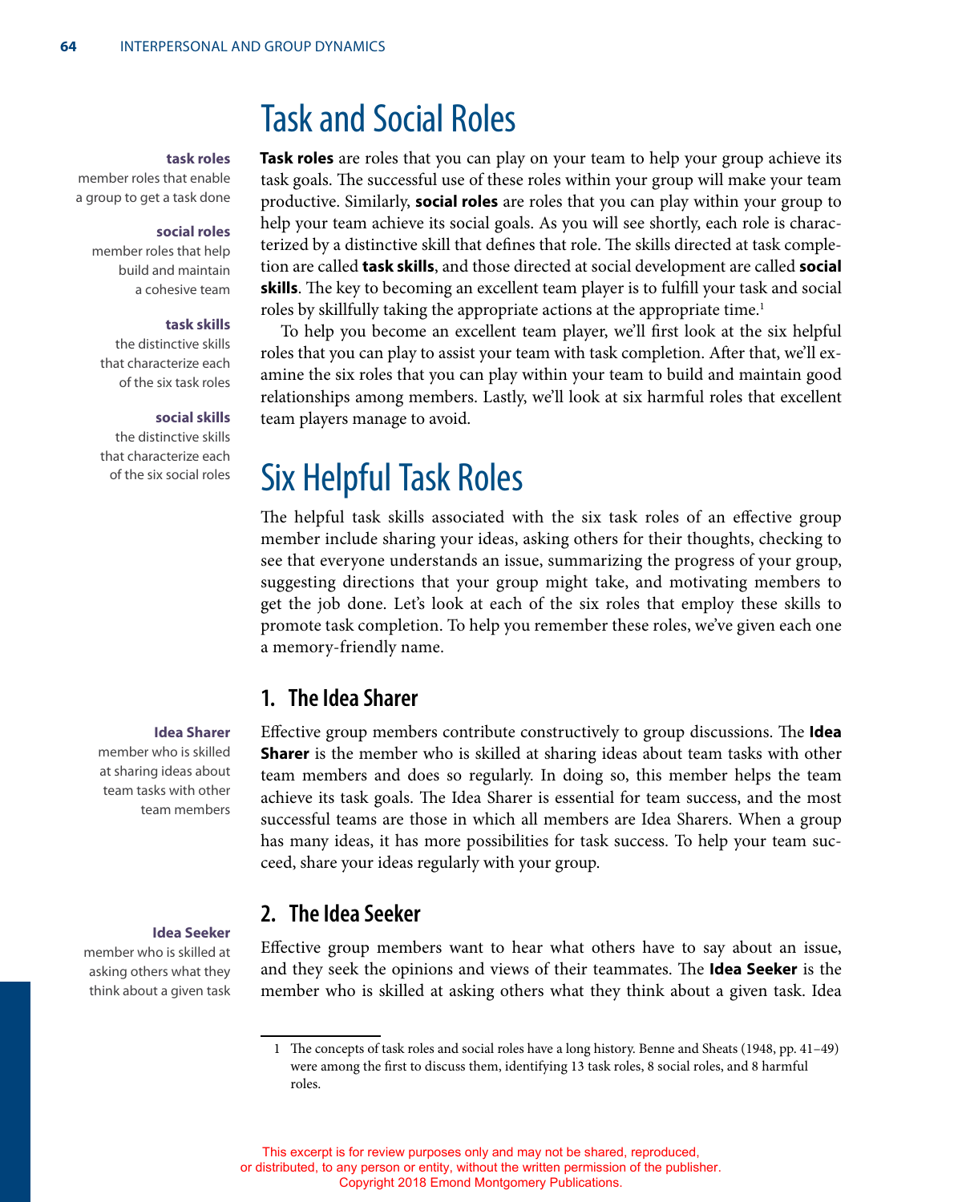# Task and Social Roles

**task roles**
member roles that enable a group to get a task done

**social roles**
member roles that help build and maintain a cohesive team

**task skills**
the distinctive skills that characterize each of the six task roles

**social skills**
the distinctive skills that characterize each of the six social roles

**Task roles** are roles that you can play on your team to help your group achieve its task goals. The successful use of these roles within your group will make your team productive. Similarly, **social roles** are roles that you can play within your group to help your team achieve its social goals. As you will see shortly, each role is characterized by a distinctive skill that defines that role. The skills directed at task completion are called **task skills**, and those directed at social development are called **social skills**. The key to becoming an excellent team player is to fulfill your task and social roles by skillfully taking the appropriate actions at the appropriate time.[1]

To help you become an excellent team player, we'll first look at the six helpful roles that you can play to assist your team with task completion. After that, we'll examine the six roles that you can play within your team to build and maintain good relationships among members. Lastly, we'll look at six harmful roles that excellent team players manage to avoid.

# Six Helpful Task Roles

The helpful task skills associated with the six task roles of an effective group member include sharing your ideas, asking others for their thoughts, checking to see that everyone understands an issue, summarizing the progress of your group, suggesting directions that your group might take, and motivating members to get the job done. Let's look at each of the six roles that employ these skills to promote task completion. To help you remember these roles, we've given each one a memory-friendly name.

## 1. The Idea Sharer

**Idea Sharer**
member who is skilled at sharing ideas about team tasks with other team members

Effective group members contribute constructively to group discussions. The **Idea Sharer** is the member who is skilled at sharing ideas about team tasks with other team members and does so regularly. In doing so, this member helps the team achieve its task goals. The Idea Sharer is essential for team success, and the most successful teams are those in which all members are Idea Sharers. When a group has many ideas, it has more possibilities for task success. To help your team succeed, share your ideas regularly with your group.

## 2. The Idea Seeker

**Idea Seeker**
member who is skilled at asking others what they think about a given task

Effective group members want to hear what others have to say about an issue, and they seek the opinions and views of their teammates. The **Idea Seeker** is the member who is skilled at asking others what they think about a given task. Idea

---

1 The concepts of task roles and social roles have a long history. Benne and Sheats (1948, pp. 41–49) were among the first to discuss them, identifying 13 task roles, 8 social roles, and 8 harmful roles.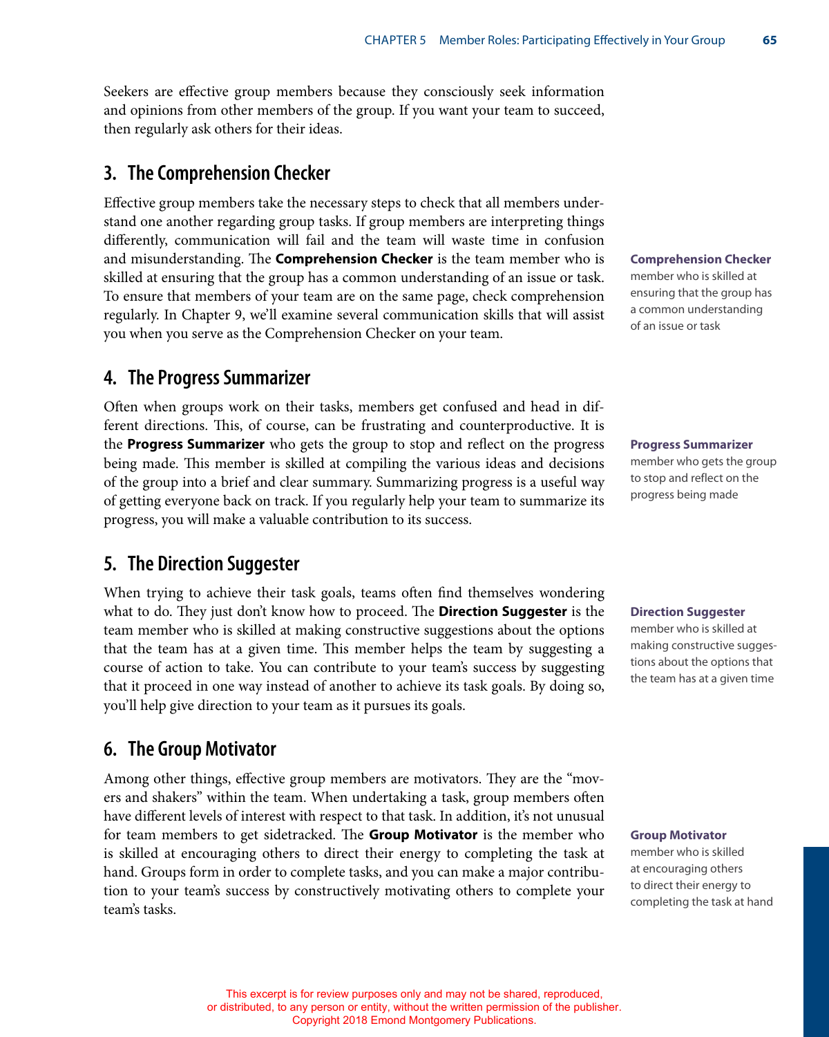Seekers are effective group members because they consciously seek information and opinions from other members of the group. If you want your team to succeed, then regularly ask others for their ideas.

## 3. The Comprehension Checker

Effective group members take the necessary steps to check that all members understand one another regarding group tasks. If group members are interpreting things differently, communication will fail and the team will waste time in confusion and misunderstanding. The **Comprehension Checker** is the team member who is skilled at ensuring that the group has a common understanding of an issue or task. To ensure that members of your team are on the same page, check comprehension regularly. In Chapter 9, we'll examine several communication skills that will assist you when you serve as the Comprehension Checker on your team.

**Comprehension Checker**
member who is skilled at ensuring that the group has a common understanding of an issue or task

## 4. The Progress Summarizer

Often when groups work on their tasks, members get confused and head in different directions. This, of course, can be frustrating and counterproductive. It is the **Progress Summarizer** who gets the group to stop and reflect on the progress being made. This member is skilled at compiling the various ideas and decisions of the group into a brief and clear summary. Summarizing progress is a useful way of getting everyone back on track. If you regularly help your team to summarize its progress, you will make a valuable contribution to its success.

**Progress Summarizer**
member who gets the group to stop and reflect on the progress being made

## 5. The Direction Suggester

When trying to achieve their task goals, teams often find themselves wondering what to do. They just don't know how to proceed. The **Direction Suggester** is the team member who is skilled at making constructive suggestions about the options that the team has at a given time. This member helps the team by suggesting a course of action to take. You can contribute to your team's success by suggesting that it proceed in one way instead of another to achieve its task goals. By doing so, you'll help give direction to your team as it pursues its goals.

**Direction Suggester**
member who is skilled at making constructive suggestions about the options that the team has at a given time

## 6. The Group Motivator

Among other things, effective group members are motivators. They are the "movers and shakers" within the team. When undertaking a task, group members often have different levels of interest with respect to that task. In addition, it's not unusual for team members to get sidetracked. The **Group Motivator** is the member who is skilled at encouraging others to direct their energy to completing the task at hand. Groups form in order to complete tasks, and you can make a major contribution to your team's success by constructively motivating others to complete your team's tasks.

**Group Motivator**
member who is skilled at encouraging others to direct their energy to completing the task at hand

This excerpt is for review purposes only and may not be shared, reproduced, or distributed, to any person or entity, without the written permission of the publisher. Copyright 2018 Emond Montgomery Publications.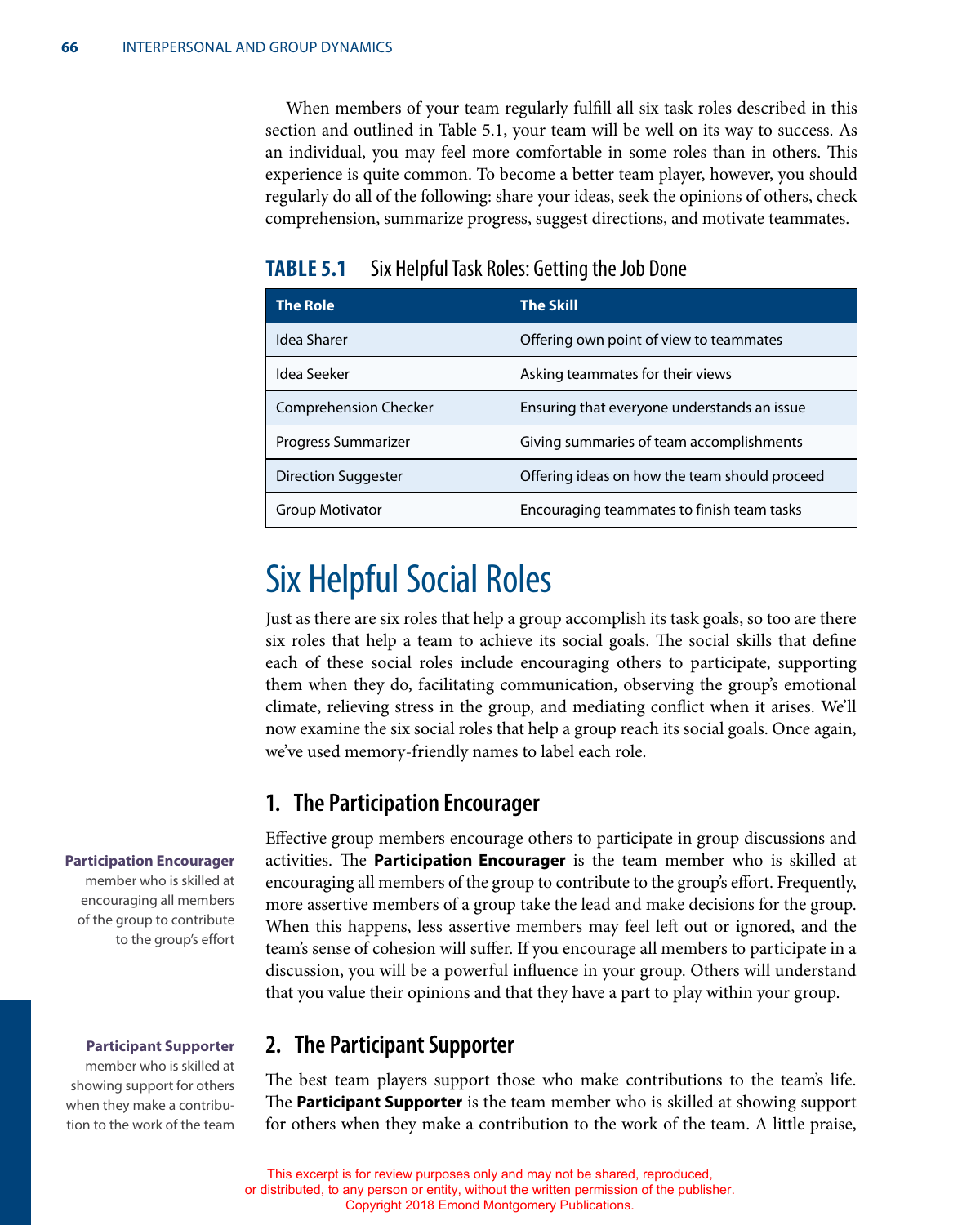When members of your team regularly fulfill all six task roles described in this section and outlined in Table 5.1, your team will be well on its way to success. As an individual, you may feel more comfortable in some roles than in others. This experience is quite common. To become a better team player, however, you should regularly do all of the following: share your ideas, seek the opinions of others, check comprehension, summarize progress, suggest directions, and motivate teammates.

**TABLE 5.1** Six Helpful Task Roles: Getting the Job Done

| The Role | The Skill |
| --- | --- |
| Idea Sharer | Offering own point of view to teammates |
| Idea Seeker | Asking teammates for their views |
| Comprehension Checker | Ensuring that everyone understands an issue |
| Progress Summarizer | Giving summaries of team accomplishments |
| Direction Suggester | Offering ideas on how the team should proceed |
| Group Motivator | Encouraging teammates to finish team tasks |

# Six Helpful Social Roles

Just as there are six roles that help a group accomplish its task goals, so too are there six roles that help a team to achieve its social goals. The social skills that define each of these social roles include encouraging others to participate, supporting them when they do, facilitating communication, observing the group's emotional climate, relieving stress in the group, and mediating conflict when it arises. We'll now examine the six social roles that help a group reach its social goals. Once again, we've used memory-friendly names to label each role.

## 1. The Participation Encourager

**Participation Encourager** member who is skilled at encouraging all members of the group to contribute to the group's effort

Effective group members encourage others to participate in group discussions and activities. The **Participation Encourager** is the team member who is skilled at encouraging all members of the group to contribute to the group's effort. Frequently, more assertive members of a group take the lead and make decisions for the group. When this happens, less assertive members may feel left out or ignored, and the team's sense of cohesion will suffer. If you encourage all members to participate in a discussion, you will be a powerful influence in your group. Others will understand that you value their opinions and that they have a part to play within your group.

## 2. The Participant Supporter

**Participant Supporter** member who is skilled at showing support for others when they make a contribution to the work of the team

The best team players support those who make contributions to the team's life. The **Participant Supporter** is the team member who is skilled at showing support for others when they make a contribution to the work of the team. A little praise,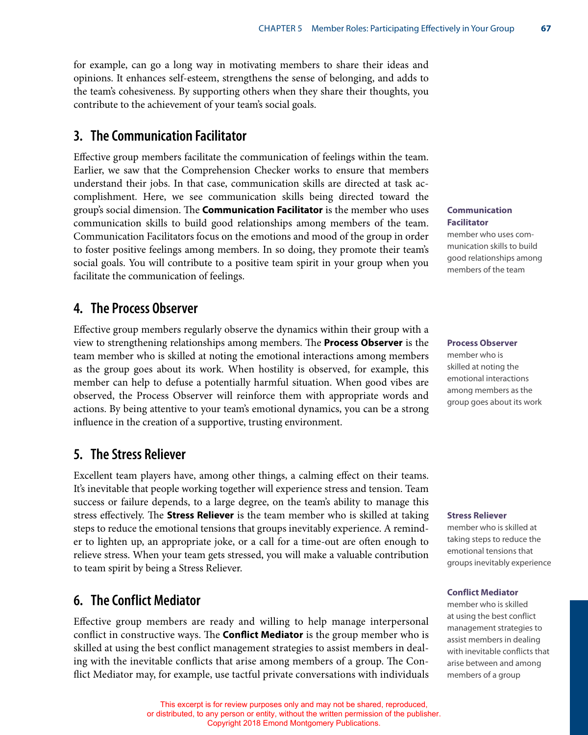for example, can go a long way in motivating members to share their ideas and opinions. It enhances self-esteem, strengthens the sense of belonging, and adds to the team's cohesiveness. By supporting others when they share their thoughts, you contribute to the achievement of your team's social goals.

## 3. The Communication Facilitator

Effective group members facilitate the communication of feelings within the team. Earlier, we saw that the Comprehension Checker works to ensure that members understand their jobs. In that case, communication skills are directed at task accomplishment. Here, we see communication skills being directed toward the group's social dimension. The **Communication Facilitator** is the member who uses communication skills to build good relationships among members of the team. Communication Facilitators focus on the emotions and mood of the group in order to foster positive feelings among members. In so doing, they promote their team's social goals. You will contribute to a positive team spirit in your group when you facilitate the communication of feelings.

**Communication Facilitator**
member who uses communication skills to build good relationships among members of the team

## 4. The Process Observer

Effective group members regularly observe the dynamics within their group with a view to strengthening relationships among members. The **Process Observer** is the team member who is skilled at noting the emotional interactions among members as the group goes about its work. When hostility is observed, for example, this member can help to defuse a potentially harmful situation. When good vibes are observed, the Process Observer will reinforce them with appropriate words and actions. By being attentive to your team's emotional dynamics, you can be a strong influence in the creation of a supportive, trusting environment.

**Process Observer**
member who is skilled at noting the emotional interactions among members as the group goes about its work

## 5. The Stress Reliever

Excellent team players have, among other things, a calming effect on their teams. It's inevitable that people working together will experience stress and tension. Team success or failure depends, to a large degree, on the team's ability to manage this stress effectively. The **Stress Reliever** is the team member who is skilled at taking steps to reduce the emotional tensions that groups inevitably experience. A reminder to lighten up, an appropriate joke, or a call for a time-out are often enough to relieve stress. When your team gets stressed, you will make a valuable contribution to team spirit by being a Stress Reliever.

**Stress Reliever**
member who is skilled at taking steps to reduce the emotional tensions that groups inevitably experience

## 6. The Conflict Mediator

Effective group members are ready and willing to help manage interpersonal conflict in constructive ways. The **Conflict Mediator** is the group member who is skilled at using the best conflict management strategies to assist members in dealing with the inevitable conflicts that arise among members of a group. The Conflict Mediator may, for example, use tactful private conversations with individuals

**Conflict Mediator**
member who is skilled at using the best conflict management strategies to assist members in dealing with inevitable conflicts that arise between and among members of a group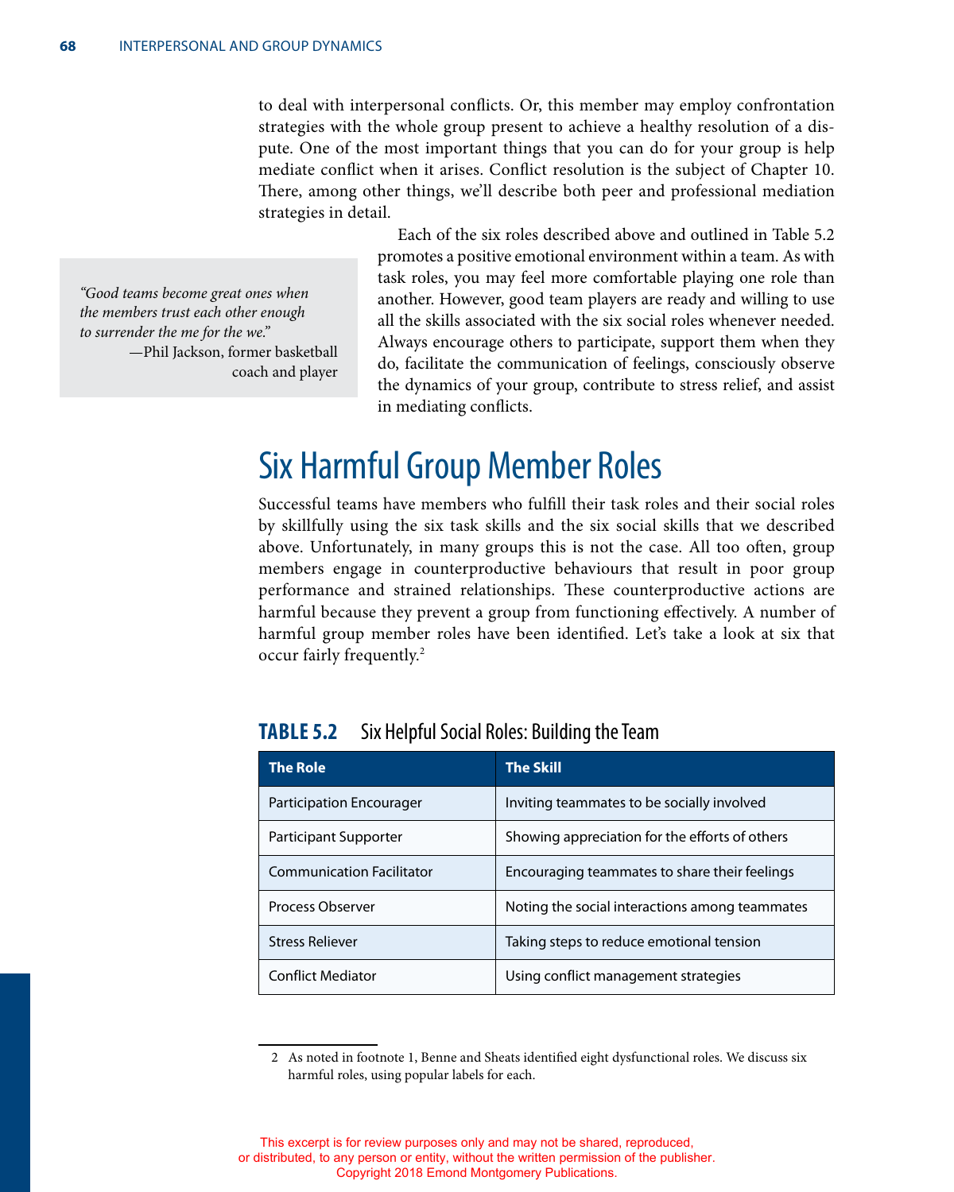to deal with interpersonal conflicts. Or, this member may employ confrontation strategies with the whole group present to achieve a healthy resolution of a dispute. One of the most important things that you can do for your group is help mediate conflict when it arises. Conflict resolution is the subject of Chapter 10. There, among other things, we'll describe both peer and professional mediation strategies in detail.

> *"Good teams become great ones when the members trust each other enough to surrender the me for the we."*
> —Phil Jackson, former basketball coach and player

Each of the six roles described above and outlined in Table 5.2 promotes a positive emotional environment within a team. As with task roles, you may feel more comfortable playing one role than another. However, good team players are ready and willing to use all the skills associated with the six social roles whenever needed. Always encourage others to participate, support them when they do, facilitate the communication of feelings, consciously observe the dynamics of your group, contribute to stress relief, and assist in mediating conflicts.

# Six Harmful Group Member Roles

Successful teams have members who fulfill their task roles and their social roles by skillfully using the six task skills and the six social skills that we described above. Unfortunately, in many groups this is not the case. All too often, group members engage in counterproductive behaviours that result in poor group performance and strained relationships. These counterproductive actions are harmful because they prevent a group from functioning effectively. A number of harmful group member roles have been identified. Let's take a look at six that occur fairly frequently.[2]

**TABLE 5.2** Six Helpful Social Roles: Building the Team

| The Role | The Skill |
|---|---|
| Participation Encourager | Inviting teammates to be socially involved |
| Participant Supporter | Showing appreciation for the efforts of others |
| Communication Facilitator | Encouraging teammates to share their feelings |
| Process Observer | Noting the social interactions among teammates |
| Stress Reliever | Taking steps to reduce emotional tension |
| Conflict Mediator | Using conflict management strategies |

2 As noted in footnote 1, Benne and Sheats identified eight dysfunctional roles. We discuss six harmful roles, using popular labels for each.

This excerpt is for review purposes only and may not be shared, reproduced, or distributed, to any person or entity, without the written permission of the publisher. Copyright 2018 Emond Montgomery Publications.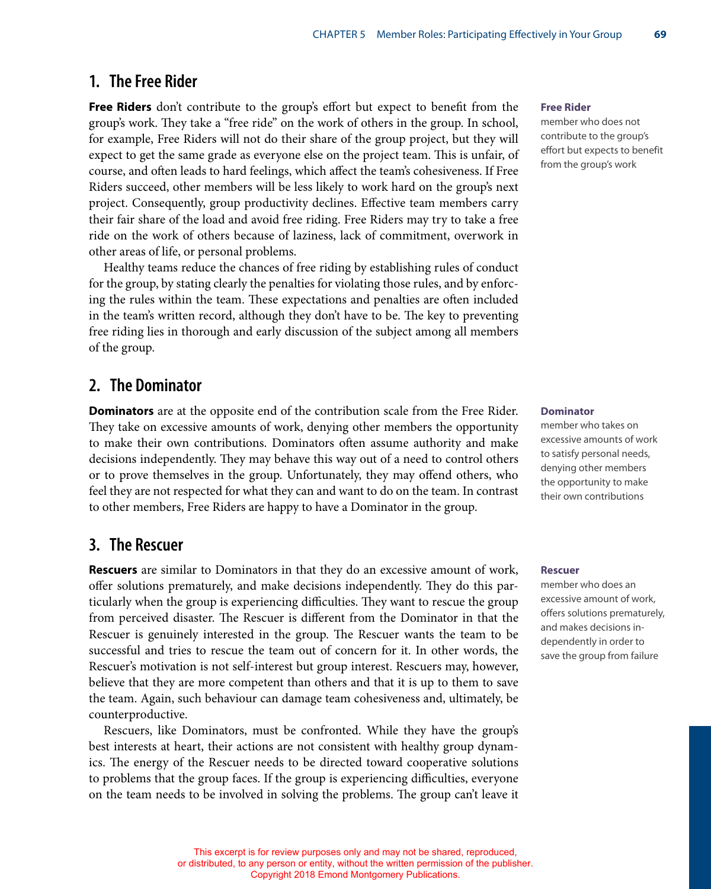## 1. The Free Rider

**Free Riders** don't contribute to the group's effort but expect to benefit from the group's work. They take a "free ride" on the work of others in the group. In school, for example, Free Riders will not do their share of the group project, but they will expect to get the same grade as everyone else on the project team. This is unfair, of course, and often leads to hard feelings, which affect the team's cohesiveness. If Free Riders succeed, other members will be less likely to work hard on the group's next project. Consequently, group productivity declines. Effective team members carry their fair share of the load and avoid free riding. Free Riders may try to take a free ride on the work of others because of laziness, lack of commitment, overwork in other areas of life, or personal problems.

**Free Rider**
member who does not contribute to the group's effort but expects to benefit from the group's work

Healthy teams reduce the chances of free riding by establishing rules of conduct for the group, by stating clearly the penalties for violating those rules, and by enforcing the rules within the team. These expectations and penalties are often included in the team's written record, although they don't have to be. The key to preventing free riding lies in thorough and early discussion of the subject among all members of the group.

## 2. The Dominator

**Dominators** are at the opposite end of the contribution scale from the Free Rider. They take on excessive amounts of work, denying other members the opportunity to make their own contributions. Dominators often assume authority and make decisions independently. They may behave this way out of a need to control others or to prove themselves in the group. Unfortunately, they may offend others, who feel they are not respected for what they can and want to do on the team. In contrast to other members, Free Riders are happy to have a Dominator in the group.

**Dominator**
member who takes on excessive amounts of work to satisfy personal needs, denying other members the opportunity to make their own contributions

## 3. The Rescuer

**Rescuers** are similar to Dominators in that they do an excessive amount of work, offer solutions prematurely, and make decisions independently. They do this particularly when the group is experiencing difficulties. They want to rescue the group from perceived disaster. The Rescuer is different from the Dominator in that the Rescuer is genuinely interested in the group. The Rescuer wants the team to be successful and tries to rescue the team out of concern for it. In other words, the Rescuer's motivation is not self-interest but group interest. Rescuers may, however, believe that they are more competent than others and that it is up to them to save the team. Again, such behaviour can damage team cohesiveness and, ultimately, be counterproductive.

**Rescuer**
member who does an excessive amount of work, offers solutions prematurely, and makes decisions independently in order to save the group from failure

Rescuers, like Dominators, must be confronted. While they have the group's best interests at heart, their actions are not consistent with healthy group dynamics. The energy of the Rescuer needs to be directed toward cooperative solutions to problems that the group faces. If the group is experiencing difficulties, everyone on the team needs to be involved in solving the problems. The group can't leave it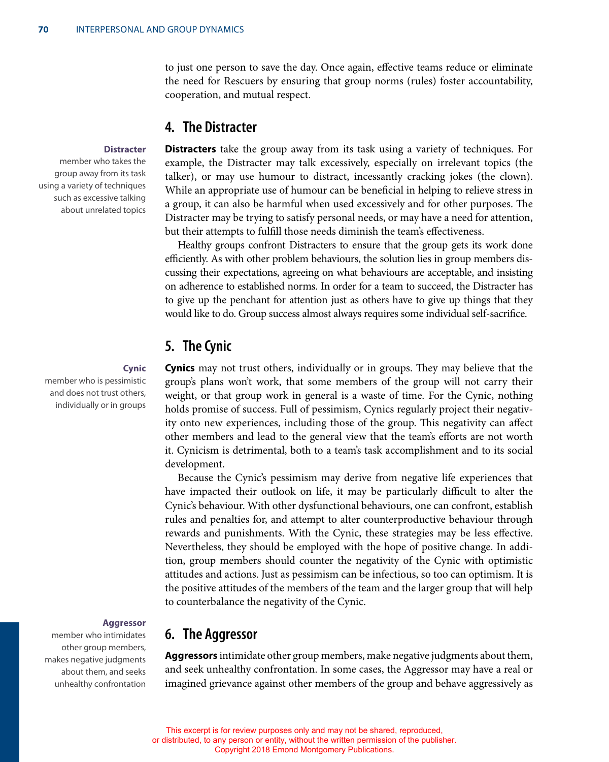to just one person to save the day. Once again, effective teams reduce or eliminate the need for Rescuers by ensuring that group norms (rules) foster accountability, cooperation, and mutual respect.

## 4. The Distracter

**Distracter**
member who takes the group away from its task using a variety of techniques such as excessive talking about unrelated topics

**Distracters** take the group away from its task using a variety of techniques. For example, the Distracter may talk excessively, especially on irrelevant topics (the talker), or may use humour to distract, incessantly cracking jokes (the clown). While an appropriate use of humour can be beneficial in helping to relieve stress in a group, it can also be harmful when used excessively and for other purposes. The Distracter may be trying to satisfy personal needs, or may have a need for attention, but their attempts to fulfill those needs diminish the team's effectiveness.

Healthy groups confront Distracters to ensure that the group gets its work done efficiently. As with other problem behaviours, the solution lies in group members discussing their expectations, agreeing on what behaviours are acceptable, and insisting on adherence to established norms. In order for a team to succeed, the Distracter has to give up the penchant for attention just as others have to give up things that they would like to do. Group success almost always requires some individual self-sacrifice.

## 5. The Cynic

**Cynic**
member who is pessimistic and does not trust others, individually or in groups

**Cynics** may not trust others, individually or in groups. They may believe that the group's plans won't work, that some members of the group will not carry their weight, or that group work in general is a waste of time. For the Cynic, nothing holds promise of success. Full of pessimism, Cynics regularly project their negativity onto new experiences, including those of the group. This negativity can affect other members and lead to the general view that the team's efforts are not worth it. Cynicism is detrimental, both to a team's task accomplishment and to its social development.

Because the Cynic's pessimism may derive from negative life experiences that have impacted their outlook on life, it may be particularly difficult to alter the Cynic's behaviour. With other dysfunctional behaviours, one can confront, establish rules and penalties for, and attempt to alter counterproductive behaviour through rewards and punishments. With the Cynic, these strategies may be less effective. Nevertheless, they should be employed with the hope of positive change. In addition, group members should counter the negativity of the Cynic with optimistic attitudes and actions. Just as pessimism can be infectious, so too can optimism. It is the positive attitudes of the members of the team and the larger group that will help to counterbalance the negativity of the Cynic.

## 6. The Aggressor

**Aggressor**
member who intimidates other group members, makes negative judgments about them, and seeks unhealthy confrontation

**Aggressors** intimidate other group members, make negative judgments about them, and seek unhealthy confrontation. In some cases, the Aggressor may have a real or imagined grievance against other members of the group and behave aggressively as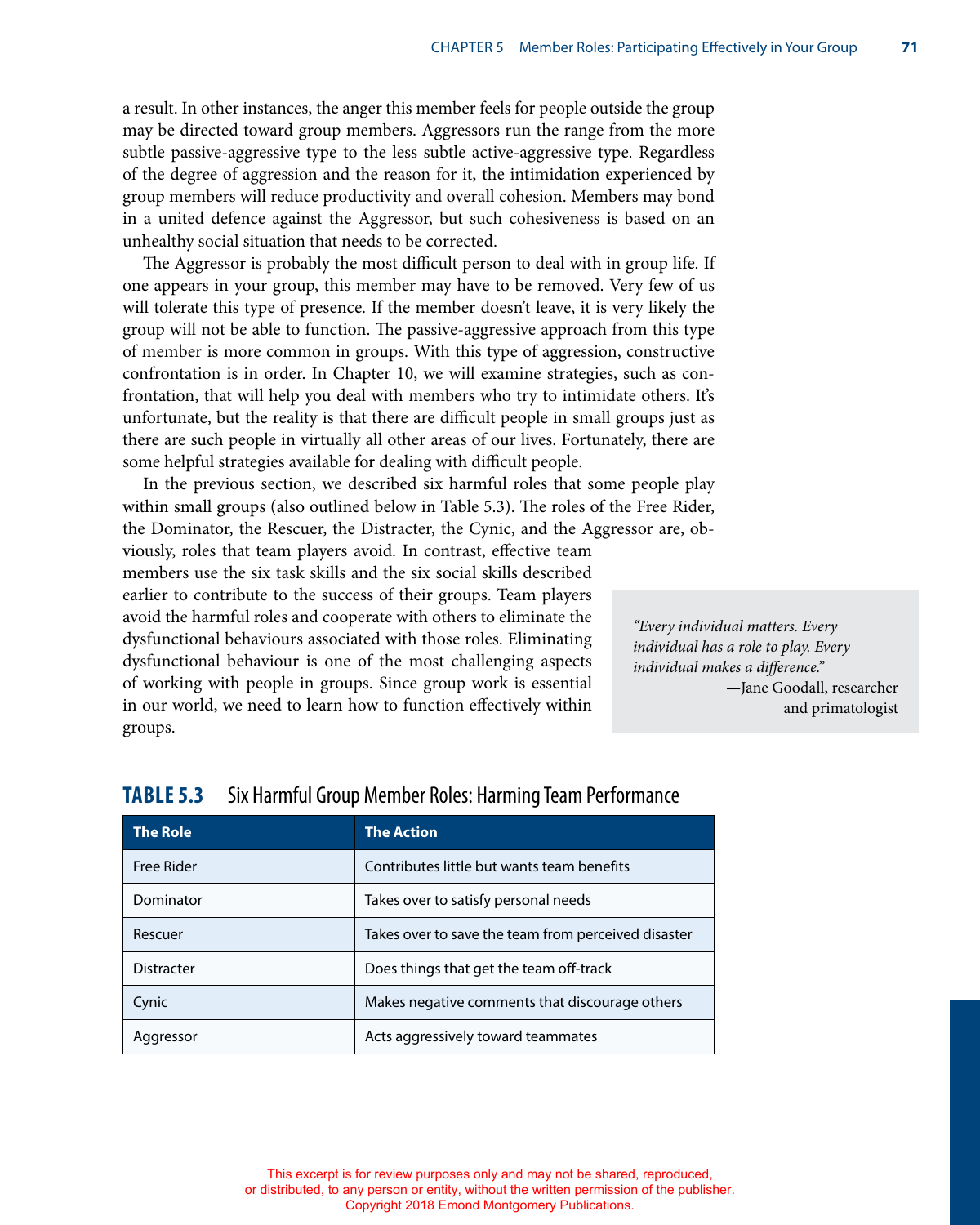a result. In other instances, the anger this member feels for people outside the group may be directed toward group members. Aggressors run the range from the more subtle passive-aggressive type to the less subtle active-aggressive type. Regardless of the degree of aggression and the reason for it, the intimidation experienced by group members will reduce productivity and overall cohesion. Members may bond in a united defence against the Aggressor, but such cohesiveness is based on an unhealthy social situation that needs to be corrected.

The Aggressor is probably the most difficult person to deal with in group life. If one appears in your group, this member may have to be removed. Very few of us will tolerate this type of presence. If the member doesn't leave, it is very likely the group will not be able to function. The passive-aggressive approach from this type of member is more common in groups. With this type of aggression, constructive confrontation is in order. In Chapter 10, we will examine strategies, such as confrontation, that will help you deal with members who try to intimidate others. It's unfortunate, but the reality is that there are difficult people in small groups just as there are such people in virtually all other areas of our lives. Fortunately, there are some helpful strategies available for dealing with difficult people.

In the previous section, we described six harmful roles that some people play within small groups (also outlined below in Table 5.3). The roles of the Free Rider, the Dominator, the Rescuer, the Distracter, the Cynic, and the Aggressor are, obviously, roles that team players avoid. In contrast, effective team members use the six task skills and the six social skills described earlier to contribute to the success of their groups. Team players avoid the harmful roles and cooperate with others to eliminate the dysfunctional behaviours associated with those roles. Eliminating dysfunctional behaviour is one of the most challenging aspects of working with people in groups. Since group work is essential in our world, we need to learn how to function effectively within groups.

> *"Every individual matters. Every individual has a role to play. Every individual makes a difference."*
> —Jane Goodall, researcher and primatologist

**TABLE 5.3** Six Harmful Group Member Roles: Harming Team Performance

| The Role | The Action |
|---|---|
| Free Rider | Contributes little but wants team benefits |
| Dominator | Takes over to satisfy personal needs |
| Rescuer | Takes over to save the team from perceived disaster |
| Distracter | Does things that get the team off-track |
| Cynic | Makes negative comments that discourage others |
| Aggressor | Acts aggressively toward teammates |

This excerpt is for review purposes only and may not be shared, reproduced, or distributed, to any person or entity, without the written permission of the publisher. Copyright 2018 Emond Montgomery Publications.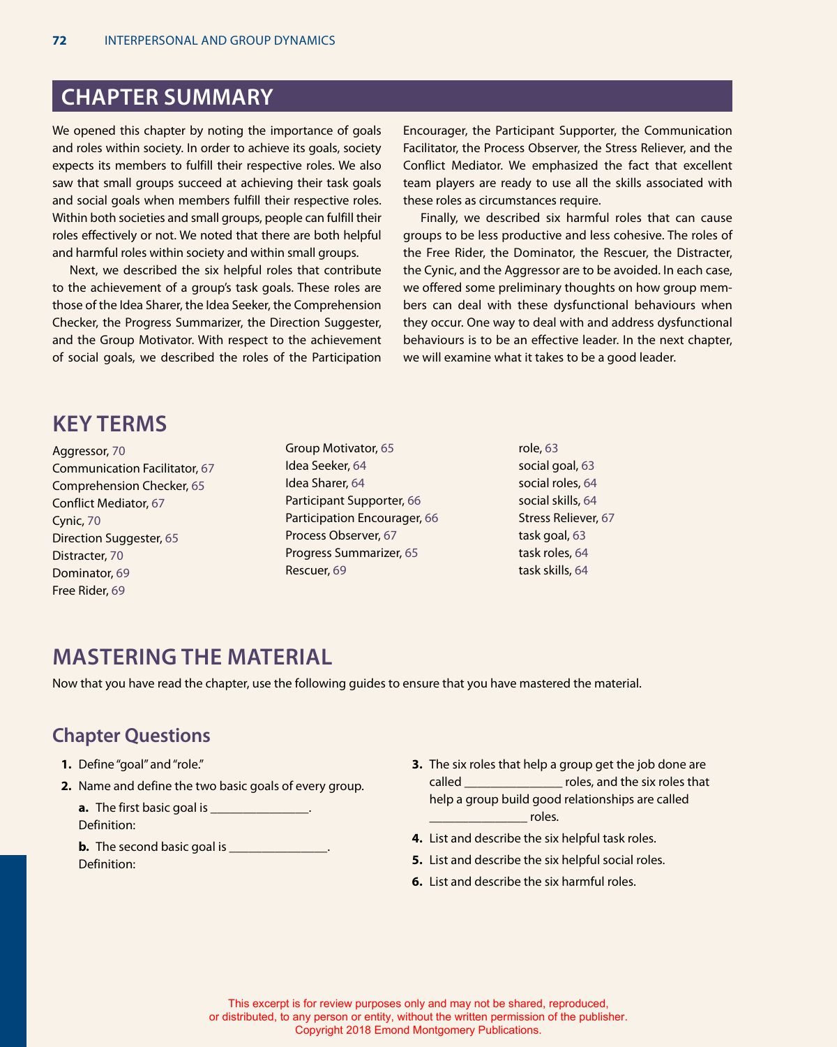## CHAPTER SUMMARY

We opened this chapter by noting the importance of goals and roles within society. In order to achieve its goals, society expects its members to fulfill their respective roles. We also saw that small groups succeed at achieving their task goals and social goals when members fulfill their respective roles. Within both societies and small groups, people can fulfill their roles effectively or not. We noted that there are both helpful and harmful roles within society and within small groups.

Next, we described the six helpful roles that contribute to the achievement of a group's task goals. These roles are those of the Idea Sharer, the Idea Seeker, the Comprehension Checker, the Progress Summarizer, the Direction Suggester, and the Group Motivator. With respect to the achievement of social goals, we described the roles of the Participation Encourager, the Participant Supporter, the Communication Facilitator, the Process Observer, the Stress Reliever, and the Conflict Mediator. We emphasized the fact that excellent team players are ready to use all the skills associated with these roles as circumstances require.

Finally, we described six harmful roles that can cause groups to be less productive and less cohesive. The roles of the Free Rider, the Dominator, the Rescuer, the Distracter, the Cynic, and the Aggressor are to be avoided. In each case, we offered some preliminary thoughts on how group members can deal with these dysfunctional behaviours when they occur. One way to deal with and address dysfunctional behaviours is to be an effective leader. In the next chapter, we will examine what it takes to be a good leader.

## KEY TERMS

Aggressor, 70
Communication Facilitator, 67
Comprehension Checker, 65
Conflict Mediator, 67
Cynic, 70
Direction Suggester, 65
Distracter, 70
Dominator, 69
Free Rider, 69
Group Motivator, 65
Idea Seeker, 64
Idea Sharer, 64
Participant Supporter, 66
Participation Encourager, 66
Process Observer, 67
Progress Summarizer, 65
Rescuer, 69
role, 63
social goal, 63
social roles, 64
social skills, 64
Stress Reliever, 67
task goal, 63
task roles, 64
task skills, 64

## MASTERING THE MATERIAL

Now that you have read the chapter, use the following guides to ensure that you have mastered the material.

### Chapter Questions

1. Define "goal" and "role."
2. Name and define the two basic goals of every group.
   **a.** The first basic goal is _______________.
   Definition:
   **b.** The second basic goal is _______________.
   Definition:
3. The six roles that help a group get the job done are called _______________ roles, and the six roles that help a group build good relationships are called _______________ roles.
4. List and describe the six helpful task roles.
5. List and describe the six helpful social roles.
6. List and describe the six harmful roles.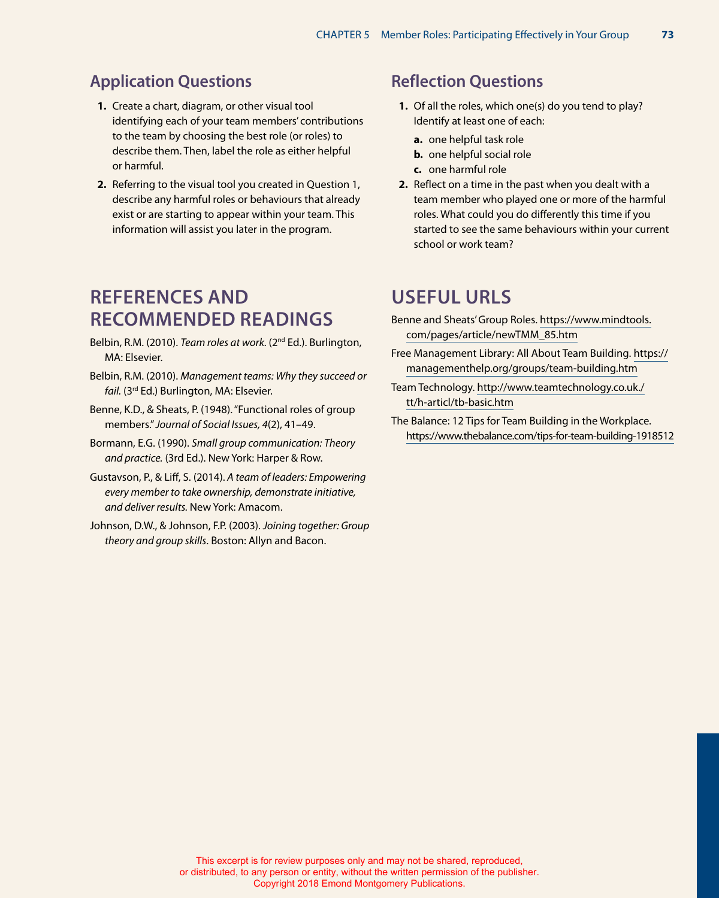## Application Questions

1. Create a chart, diagram, or other visual tool identifying each of your team members' contributions to the team by choosing the best role (or roles) to describe them. Then, label the role as either helpful or harmful.
2. Referring to the visual tool you created in Question 1, describe any harmful roles or behaviours that already exist or are starting to appear within your team. This information will assist you later in the program.

## Reflection Questions

1. Of all the roles, which one(s) do you tend to play? Identify at least one of each:
   a. one helpful task role
   b. one helpful social role
   c. one harmful role
2. Reflect on a time in the past when you dealt with a team member who played one or more of the harmful roles. What could you do differently this time if you started to see the same behaviours within your current school or work team?

# REFERENCES AND RECOMMENDED READINGS

Belbin, R.M. (2010). *Team roles at work*. (2nd Ed.). Burlington, MA: Elsevier.

Belbin, R.M. (2010). *Management teams: Why they succeed or fail*. (3rd Ed.) Burlington, MA: Elsevier.

Benne, K.D., & Sheats, P. (1948). "Functional roles of group members." *Journal of Social Issues, 4*(2), 41–49.

Bormann, E.G. (1990). *Small group communication: Theory and practice.* (3rd Ed.). New York: Harper & Row.

Gustavson, P., & Liff, S. (2014). *A team of leaders: Empowering every member to take ownership, demonstrate initiative, and deliver results.* New York: Amacom.

Johnson, D.W., & Johnson, F.P. (2003). *Joining together: Group theory and group skills*. Boston: Allyn and Bacon.

# USEFUL URLS

Benne and Sheats' Group Roles. https://www.mindtools.com/pages/article/newTMM_85.htm

Free Management Library: All About Team Building. https://managementhelp.org/groups/team-building.htm

Team Technology. http://www.teamtechnology.co.uk./tt/h-articl/tb-basic.htm

The Balance: 12 Tips for Team Building in the Workplace. https://www.thebalance.com/tips-for-team-building-1918512

This excerpt is for review purposes only and may not be shared, reproduced, or distributed, to any person or entity, without the written permission of the publisher. Copyright 2018 Emond Montgomery Publications.